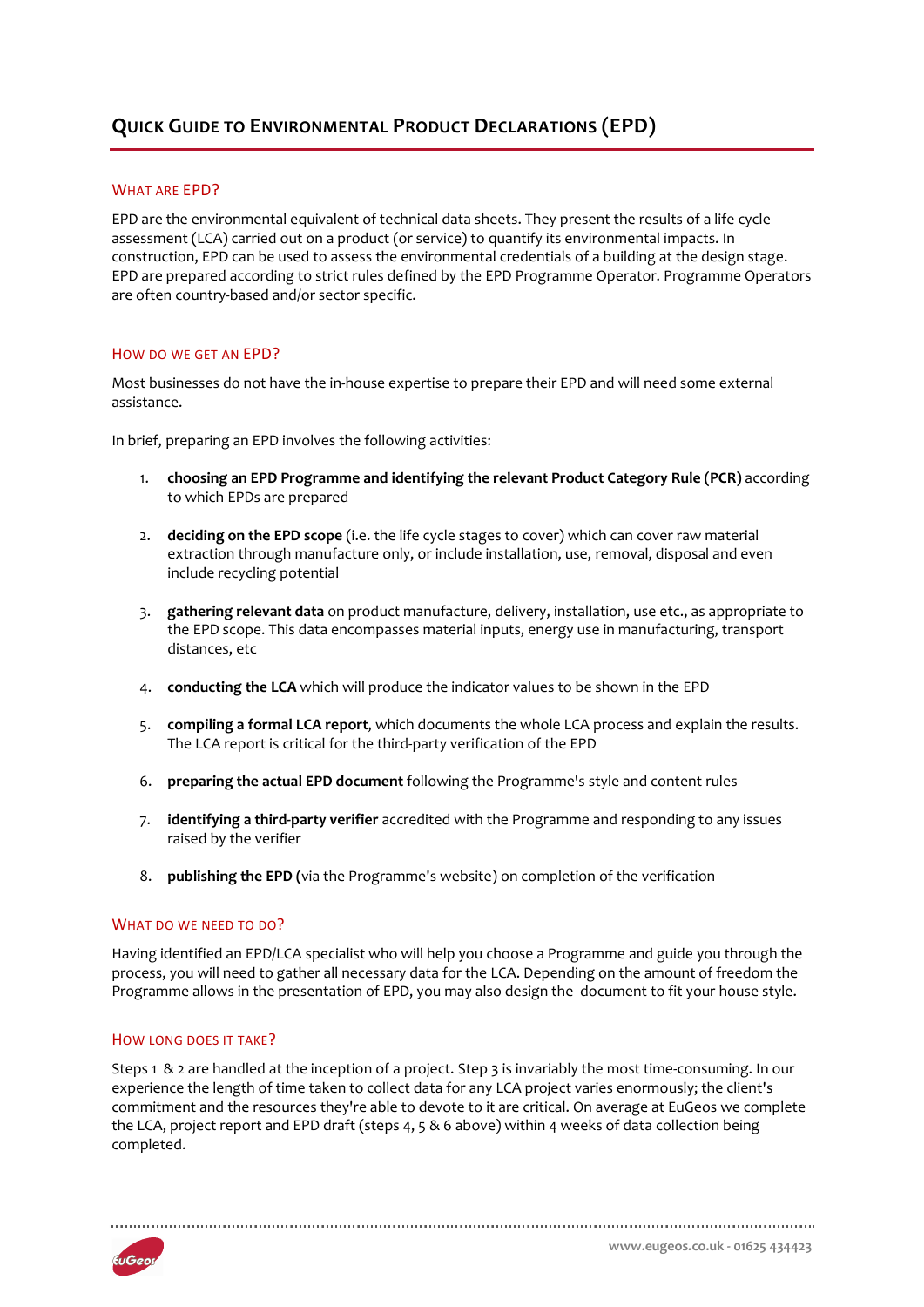# Quick Guide to Environmental Product Declarations (EPD)

## What are EPD?

EPD are the environmental equivalent of technical data sheets. They present the results of a life cycle assessment (LCA) carried out on a product (or service) to quantify its environmental impacts. In construction, EPD can be used to assess the environmental credentials of a building at the design stage. EPD are prepared according to strict rules defined by the EPD Programme Operator. Programme Operators are often country-based and/or sector specific.

## How do we get an EPD?

Most businesses do not have the in-house expertise to prepare their EPD and will need some external assistance.

In brief, preparing an EPD involves the following activities:

1. **choosing an EPD Programme and identifying the relevant Product Category Rule (PCR)** according to which EPDs are prepared
2. **deciding on the EPD scope** (i.e. the life cycle stages to cover) which can cover raw material extraction through manufacture only, or include installation, use, removal, disposal and even include recycling potential
3. **gathering relevant data** on product manufacture, delivery, installation, use etc., as appropriate to the EPD scope. This data encompasses material inputs, energy use in manufacturing, transport distances, etc
4. **conducting the LCA** which will produce the indicator values to be shown in the EPD
5. **compiling a formal LCA report**, which documents the whole LCA process and explain the results. The LCA report is critical for the third-party verification of the EPD
6. **preparing the actual EPD document** following the Programme's style and content rules
7. **identifying a third-party verifier** accredited with the Programme and responding to any issues raised by the verifier
8. **publishing the EPD (**via the Programme's website) on completion of the verification

## What do we need to do?

Having identified an EPD/LCA specialist who will help you choose a Programme and guide you through the process, you will need to gather all necessary data for the LCA. Depending on the amount of freedom the Programme allows in the presentation of EPD, you may also design the document to fit your house style.

## How long does it take?

Steps 1 & 2 are handled at the inception of a project. Step 3 is invariably the most time-consuming. In our experience the length of time taken to collect data for any LCA project varies enormously; the client's commitment and the resources they're able to devote to it are critical. On average at EuGeos we complete the LCA, project report and EPD draft (steps 4, 5 & 6 above) within 4 weeks of data collection being completed.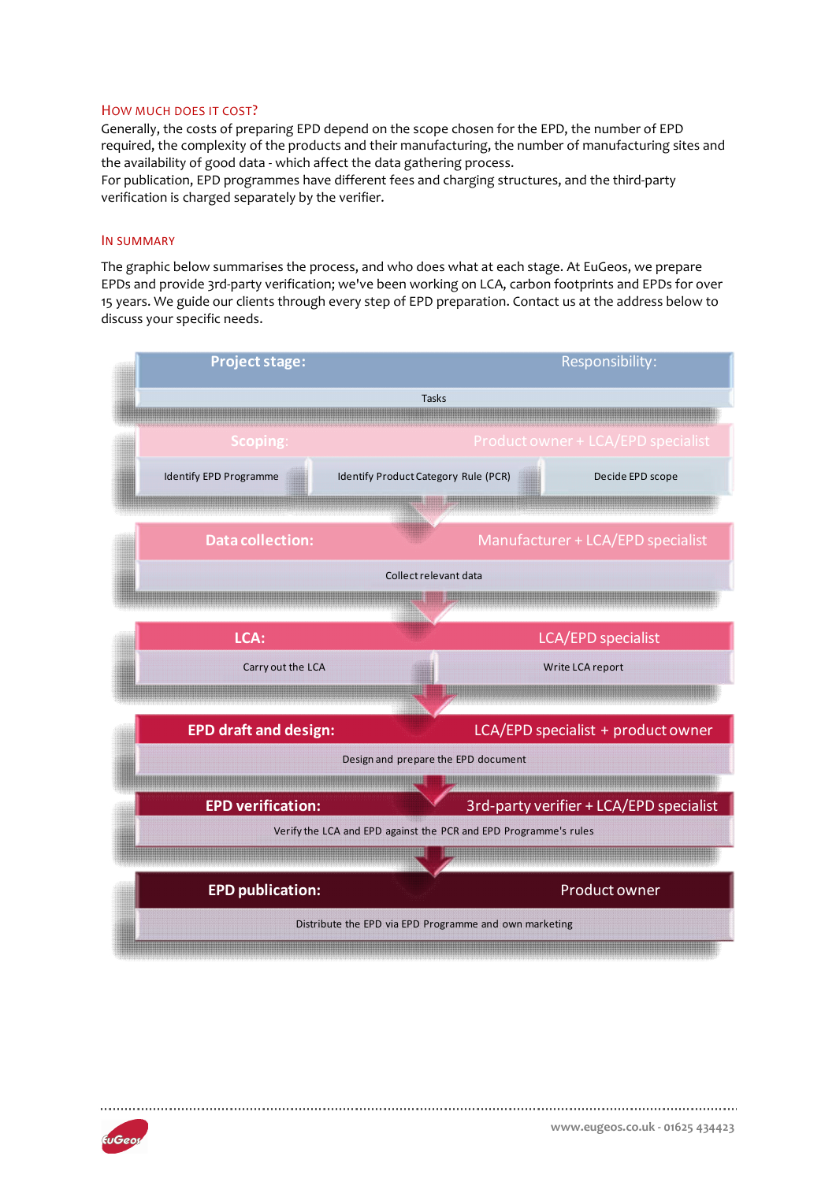## How much does it cost?

Generally, the costs of preparing EPD depend on the scope chosen for the EPD, the number of EPD required, the complexity of the products and their manufacturing, the number of manufacturing sites and the availability of good data - which affect the data gathering process.
For publication, EPD programmes have different fees and charging structures, and the third-party verification is charged separately by the verifier.

## In summary

The graphic below summarises the process, and who does what at each stage. At EuGeos, we prepare EPDs and provide 3rd-party verification; we've been working on LCA, carbon footprints and EPDs for over 15 years. We guide our clients through every step of EPD preparation. Contact us at the address below to discuss your specific needs.

| Project stage: | Responsibility: | Tasks |
|---|---|---|
| Scoping: | Product owner + LCA/EPD specialist | Identify EPD Programme; Identify Product Category Rule (PCR); Decide EPD scope |
| Data collection: | Manufacturer + LCA/EPD specialist | Collect relevant data |
| LCA: | LCA/EPD specialist | Carry out the LCA; Write LCA report |
| EPD draft and design: | LCA/EPD specialist + product owner | Design and prepare the EPD document |
| EPD verification: | 3rd-party verifier + LCA/EPD specialist | Verify the LCA and EPD against the PCR and EPD Programme's rules |
| EPD publication: | Product owner | Distribute the EPD via EPD Programme and own marketing |

www.eugeos.co.uk - 01625 434423